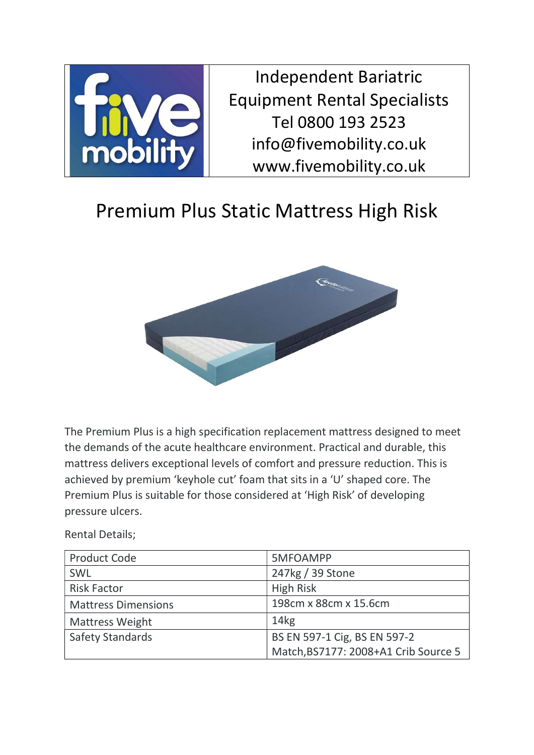Independent Bariatric Equipment Rental Specialists
Tel 0800 193 2523
info@fivemobility.co.uk
www.fivemobility.co.uk

# Premium Plus Static Mattress High Risk

The Premium Plus is a high specification replacement mattress designed to meet the demands of the acute healthcare environment. Practical and durable, this mattress delivers exceptional levels of comfort and pressure reduction. This is achieved by premium 'keyhole cut' foam that sits in a 'U' shaped core. The Premium Plus is suitable for those considered at 'High Risk' of developing pressure ulcers.

Rental Details;

| Product Code | 5MFOAMPP |
|---|---|
| SWL | 247kg / 39 Stone |
| Risk Factor | High Risk |
| Mattress Dimensions | 198cm x 88cm x 15.6cm |
| Mattress Weight | 14kg |
| Safety Standards | BS EN 597-1 Cig, BS EN 597-2 Match,BS7177: 2008+A1 Crib Source 5 |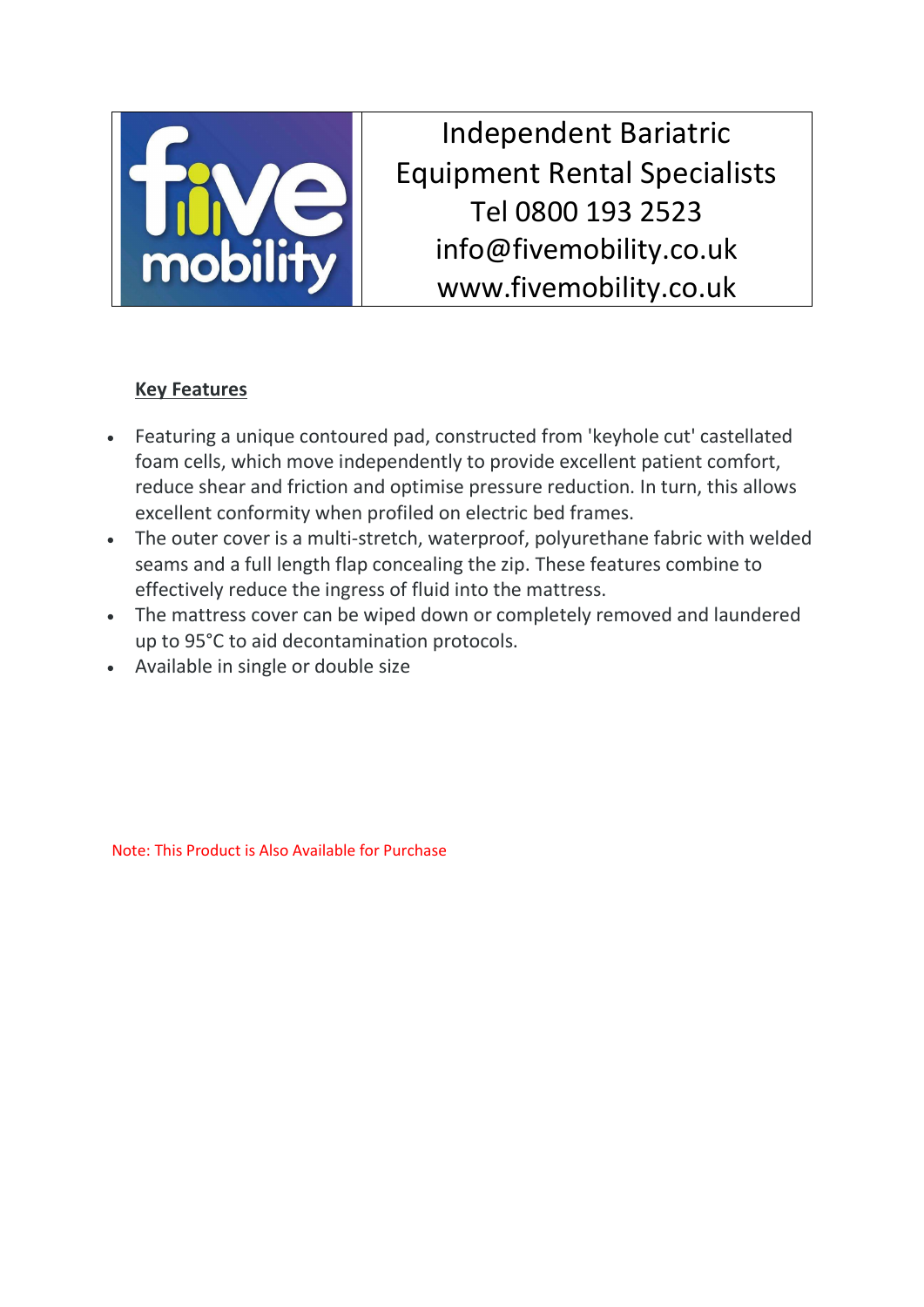| | |
|---|---|
| five mobility | Independent Bariatric Equipment Rental Specialists<br>Tel 0800 193 2523<br>info@fivemobility.co.uk<br>www.fivemobility.co.uk |

**Key Features**

- Featuring a unique contoured pad, constructed from 'keyhole cut' castellated foam cells, which move independently to provide excellent patient comfort, reduce shear and friction and optimise pressure reduction. In turn, this allows excellent conformity when profiled on electric bed frames.
- The outer cover is a multi-stretch, waterproof, polyurethane fabric with welded seams and a full length flap concealing the zip. These features combine to effectively reduce the ingress of fluid into the mattress.
- The mattress cover can be wiped down or completely removed and laundered up to 95°C to aid decontamination protocols.
- Available in single or double size

Note: This Product is Also Available for Purchase